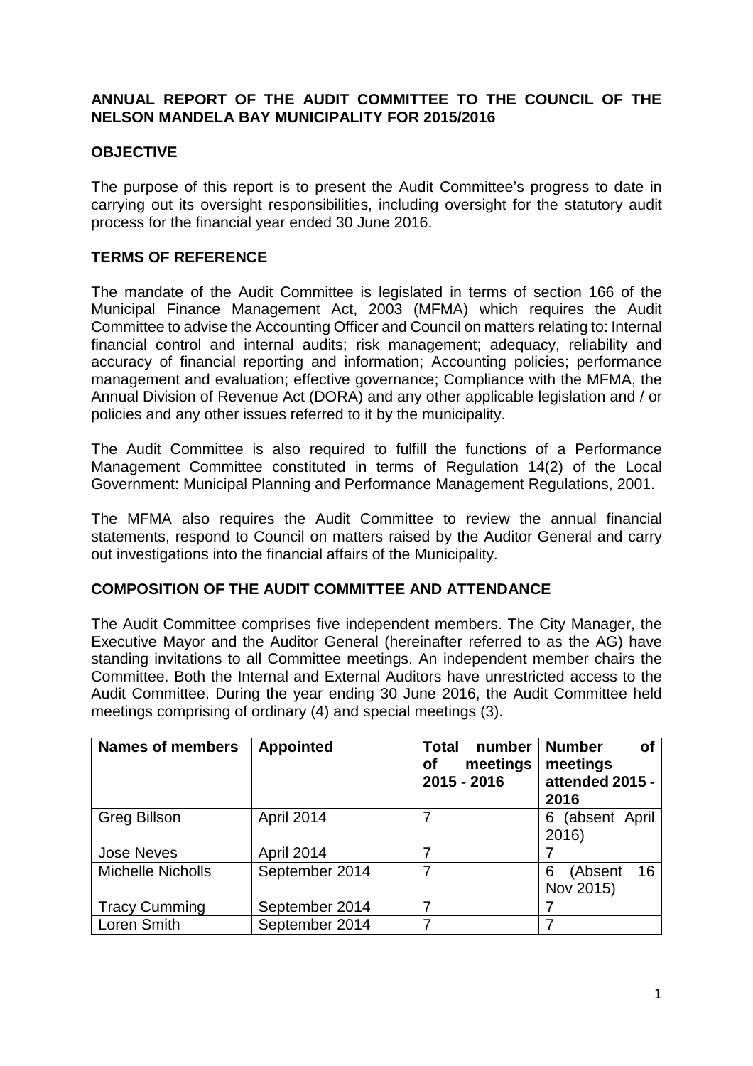## ANNUAL REPORT OF THE AUDIT COMMITTEE TO THE COUNCIL OF THE NELSON MANDELA BAY MUNICIPALITY FOR 2015/2016

### OBJECTIVE

The purpose of this report is to present the Audit Committee's progress to date in carrying out its oversight responsibilities, including oversight for the statutory audit process for the financial year ended 30 June 2016.

### TERMS OF REFERENCE

The mandate of the Audit Committee is legislated in terms of section 166 of the Municipal Finance Management Act, 2003 (MFMA) which requires the Audit Committee to advise the Accounting Officer and Council on matters relating to: Internal financial control and internal audits; risk management; adequacy, reliability and accuracy of financial reporting and information; Accounting policies; performance management and evaluation; effective governance; Compliance with the MFMA, the Annual Division of Revenue Act (DORA) and any other applicable legislation and / or policies and any other issues referred to it by the municipality.

The Audit Committee is also required to fulfill the functions of a Performance Management Committee constituted in terms of Regulation 14(2) of the Local Government: Municipal Planning and Performance Management Regulations, 2001.

The MFMA also requires the Audit Committee to review the annual financial statements, respond to Council on matters raised by the Auditor General and carry out investigations into the financial affairs of the Municipality.

### COMPOSITION OF THE AUDIT COMMITTEE AND ATTENDANCE

The Audit Committee comprises five independent members. The City Manager, the Executive Mayor and the Auditor General (hereinafter referred to as the AG) have standing invitations to all Committee meetings. An independent member chairs the Committee. Both the Internal and External Auditors have unrestricted access to the Audit Committee. During the year ending 30 June 2016, the Audit Committee held meetings comprising of ordinary (4) and special meetings (3).

| Names of members | Appointed | Total number of meetings 2015 - 2016 | Number of meetings attended 2015 - 2016 |
|---|---|---|---|
| Greg Billson | April 2014 | 7 | 6 (absent April 2016) |
| Jose Neves | April 2014 | 7 | 7 |
| Michelle Nicholls | September 2014 | 7 | 6 (Absent 16 Nov 2015) |
| Tracy Cumming | September 2014 | 7 | 7 |
| Loren Smith | September 2014 | 7 | 7 |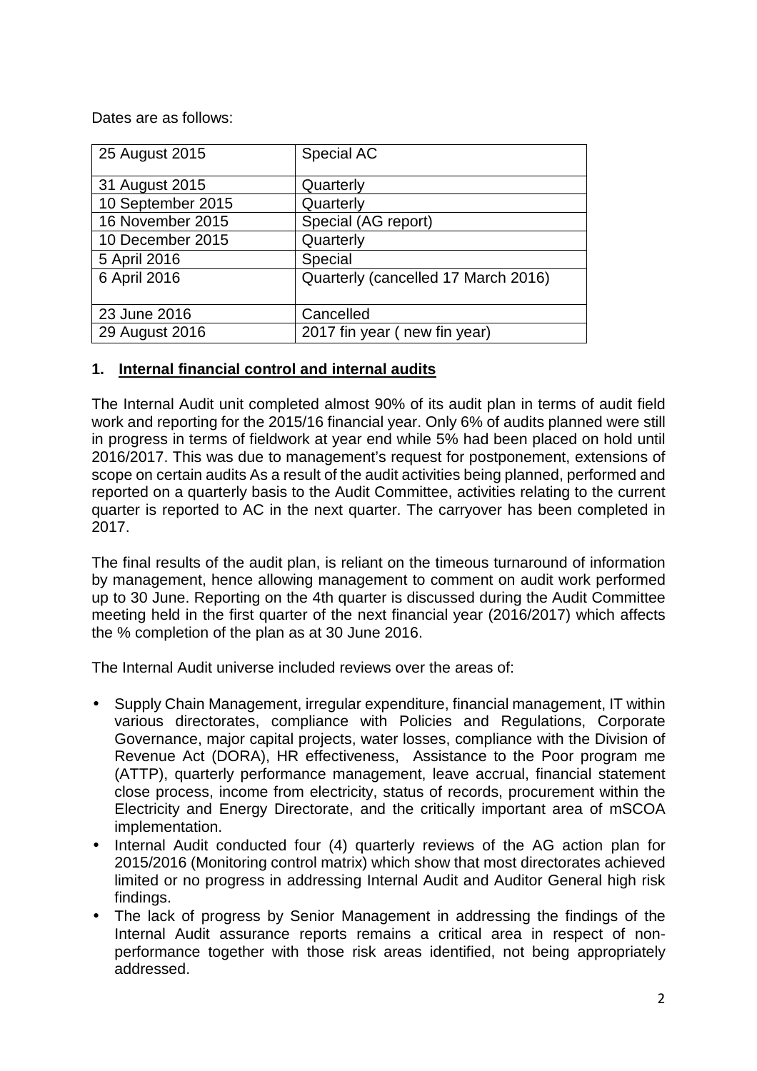Dates are as follows:

| | |
|---|---|
| 25 August 2015 | Special AC |
| 31 August 2015 | Quarterly |
| 10 September 2015 | Quarterly |
| 16 November 2015 | Special (AG report) |
| 10 December 2015 | Quarterly |
| 5 April 2016 | Special |
| 6 April 2016 | Quarterly (cancelled 17 March 2016) |
| 23 June 2016 | Cancelled |
| 29 August 2016 | 2017 fin year ( new fin year) |

## 1. **Internal financial control and internal audits**

The Internal Audit unit completed almost 90% of its audit plan in terms of audit field work and reporting for the 2015/16 financial year. Only 6% of audits planned were still in progress in terms of fieldwork at year end while 5% had been placed on hold until 2016/2017. This was due to management's request for postponement, extensions of scope on certain audits As a result of the audit activities being planned, performed and reported on a quarterly basis to the Audit Committee, activities relating to the current quarter is reported to AC in the next quarter. The carryover has been completed in 2017.

The final results of the audit plan, is reliant on the timeous turnaround of information by management, hence allowing management to comment on audit work performed up to 30 June. Reporting on the 4th quarter is discussed during the Audit Committee meeting held in the first quarter of the next financial year (2016/2017) which affects the % completion of the plan as at 30 June 2016.

The Internal Audit universe included reviews over the areas of:

- Supply Chain Management, irregular expenditure, financial management, IT within various directorates, compliance with Policies and Regulations, Corporate Governance, major capital projects, water losses, compliance with the Division of Revenue Act (DORA), HR effectiveness, Assistance to the Poor program me (ATTP), quarterly performance management, leave accrual, financial statement close process, income from electricity, status of records, procurement within the Electricity and Energy Directorate, and the critically important area of mSCOA implementation.
- Internal Audit conducted four (4) quarterly reviews of the AG action plan for 2015/2016 (Monitoring control matrix) which show that most directorates achieved limited or no progress in addressing Internal Audit and Auditor General high risk findings.
- The lack of progress by Senior Management in addressing the findings of the Internal Audit assurance reports remains a critical area in respect of non-performance together with those risk areas identified, not being appropriately addressed.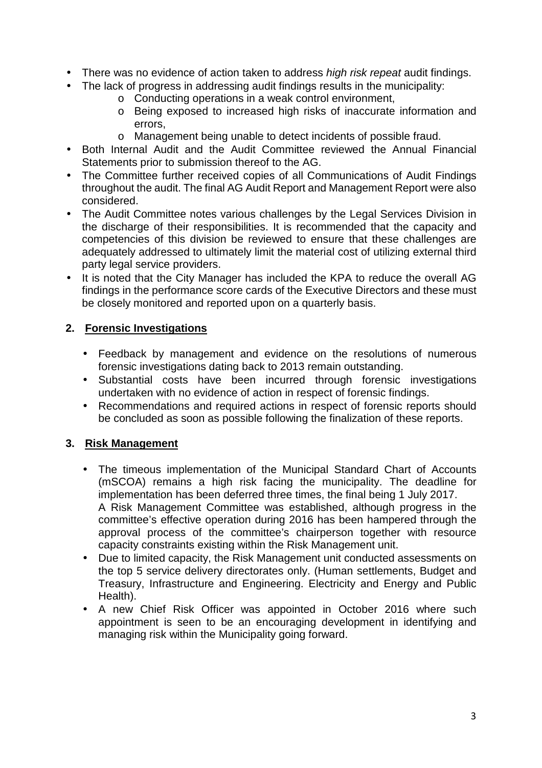- There was no evidence of action taken to address *high risk repeat* audit findings.
- The lack of progress in addressing audit findings results in the municipality:
  - Conducting operations in a weak control environment,
  - Being exposed to increased high risks of inaccurate information and errors,
  - Management being unable to detect incidents of possible fraud.
- Both Internal Audit and the Audit Committee reviewed the Annual Financial Statements prior to submission thereof to the AG.
- The Committee further received copies of all Communications of Audit Findings throughout the audit. The final AG Audit Report and Management Report were also considered.
- The Audit Committee notes various challenges by the Legal Services Division in the discharge of their responsibilities. It is recommended that the capacity and competencies of this division be reviewed to ensure that these challenges are adequately addressed to ultimately limit the material cost of utilizing external third party legal service providers.
- It is noted that the City Manager has included the KPA to reduce the overall AG findings in the performance score cards of the Executive Directors and these must be closely monitored and reported upon on a quarterly basis.

## 2. Forensic Investigations

- Feedback by management and evidence on the resolutions of numerous forensic investigations dating back to 2013 remain outstanding.
- Substantial costs have been incurred through forensic investigations undertaken with no evidence of action in respect of forensic findings.
- Recommendations and required actions in respect of forensic reports should be concluded as soon as possible following the finalization of these reports.

## 3. Risk Management

- The timeous implementation of the Municipal Standard Chart of Accounts (mSCOA) remains a high risk facing the municipality. The deadline for implementation has been deferred three times, the final being 1 July 2017.
  A Risk Management Committee was established, although progress in the committee's effective operation during 2016 has been hampered through the approval process of the committee's chairperson together with resource capacity constraints existing within the Risk Management unit.
- Due to limited capacity, the Risk Management unit conducted assessments on the top 5 service delivery directorates only. (Human settlements, Budget and Treasury, Infrastructure and Engineering. Electricity and Energy and Public Health).
- A new Chief Risk Officer was appointed in October 2016 where such appointment is seen to be an encouraging development in identifying and managing risk within the Municipality going forward.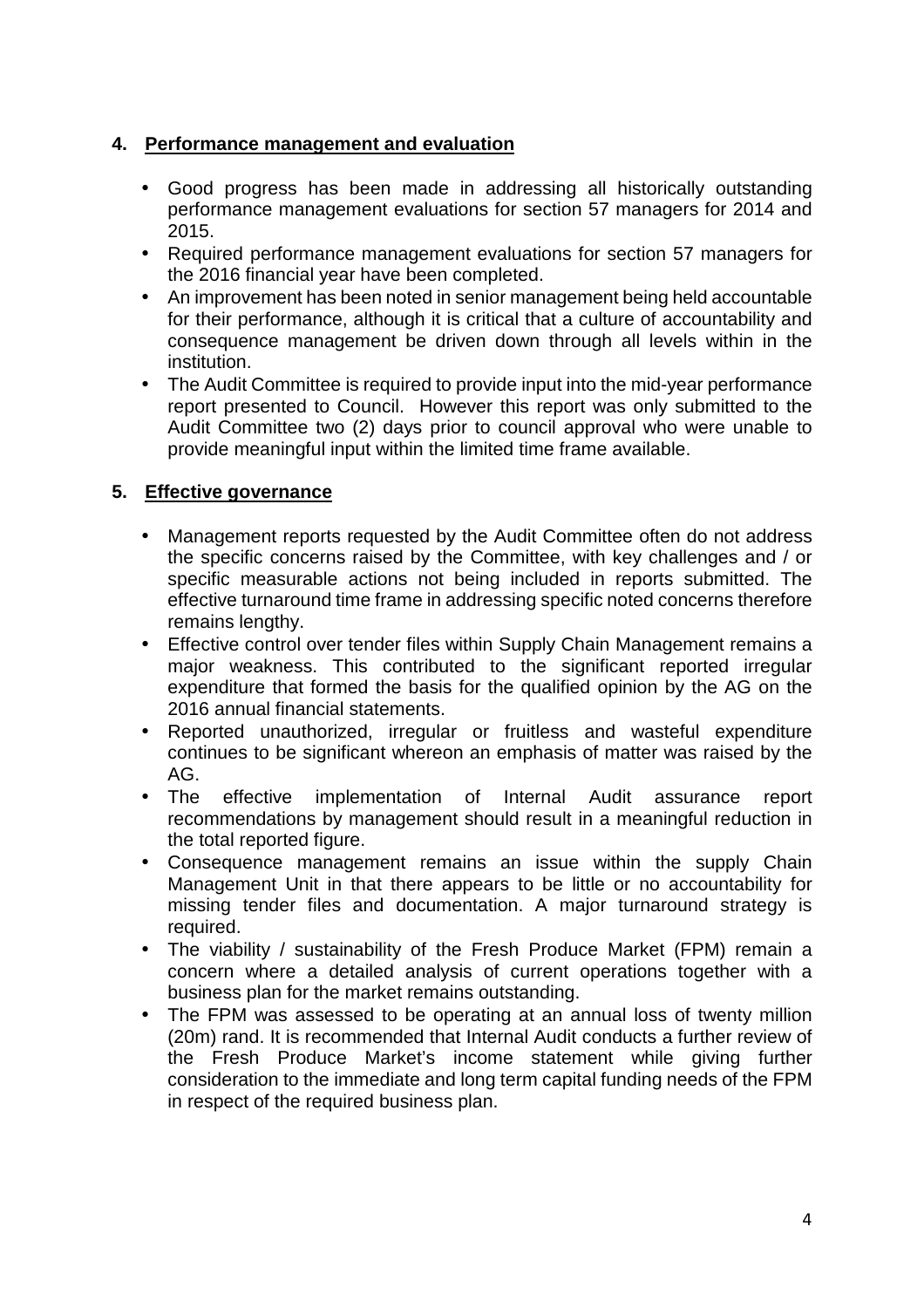## 4. Performance management and evaluation

- Good progress has been made in addressing all historically outstanding performance management evaluations for section 57 managers for 2014 and 2015.
- Required performance management evaluations for section 57 managers for the 2016 financial year have been completed.
- An improvement has been noted in senior management being held accountable for their performance, although it is critical that a culture of accountability and consequence management be driven down through all levels within in the institution.
- The Audit Committee is required to provide input into the mid-year performance report presented to Council. However this report was only submitted to the Audit Committee two (2) days prior to council approval who were unable to provide meaningful input within the limited time frame available.

## 5. Effective governance

- Management reports requested by the Audit Committee often do not address the specific concerns raised by the Committee, with key challenges and / or specific measurable actions not being included in reports submitted. The effective turnaround time frame in addressing specific noted concerns therefore remains lengthy.
- Effective control over tender files within Supply Chain Management remains a major weakness. This contributed to the significant reported irregular expenditure that formed the basis for the qualified opinion by the AG on the 2016 annual financial statements.
- Reported unauthorized, irregular or fruitless and wasteful expenditure continues to be significant whereon an emphasis of matter was raised by the AG.
- The effective implementation of Internal Audit assurance report recommendations by management should result in a meaningful reduction in the total reported figure.
- Consequence management remains an issue within the supply Chain Management Unit in that there appears to be little or no accountability for missing tender files and documentation. A major turnaround strategy is required.
- The viability / sustainability of the Fresh Produce Market (FPM) remain a concern where a detailed analysis of current operations together with a business plan for the market remains outstanding.
- The FPM was assessed to be operating at an annual loss of twenty million (20m) rand. It is recommended that Internal Audit conducts a further review of the Fresh Produce Market's income statement while giving further consideration to the immediate and long term capital funding needs of the FPM in respect of the required business plan.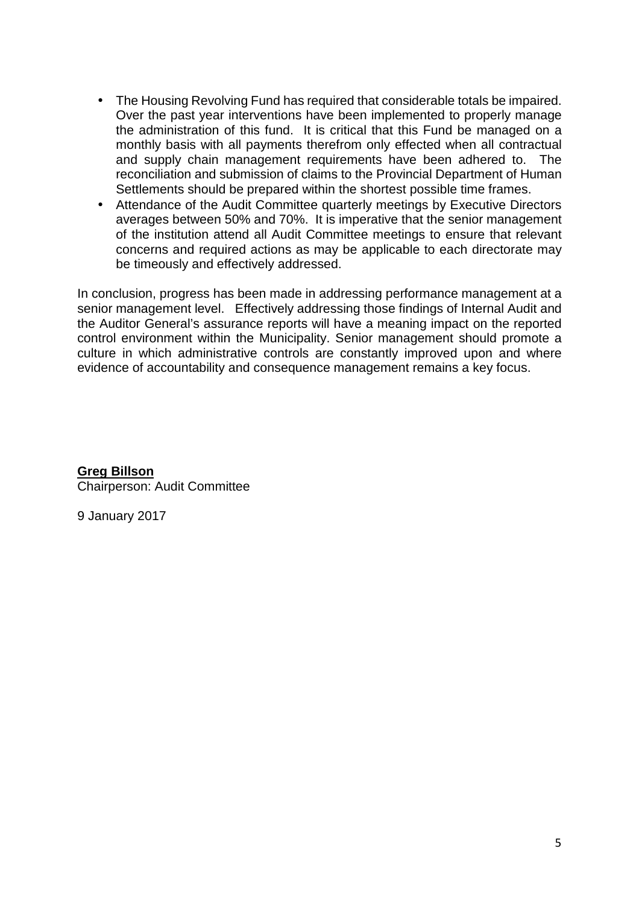- The Housing Revolving Fund has required that considerable totals be impaired. Over the past year interventions have been implemented to properly manage the administration of this fund. It is critical that this Fund be managed on a monthly basis with all payments therefrom only effected when all contractual and supply chain management requirements have been adhered to. The reconciliation and submission of claims to the Provincial Department of Human Settlements should be prepared within the shortest possible time frames.
- Attendance of the Audit Committee quarterly meetings by Executive Directors averages between 50% and 70%. It is imperative that the senior management of the institution attend all Audit Committee meetings to ensure that relevant concerns and required actions as may be applicable to each directorate may be timeously and effectively addressed.

In conclusion, progress has been made in addressing performance management at a senior management level. Effectively addressing those findings of Internal Audit and the Auditor General's assurance reports will have a meaning impact on the reported control environment within the Municipality. Senior management should promote a culture in which administrative controls are constantly improved upon and where evidence of accountability and consequence management remains a key focus.

**Greg Billson**
Chairperson: Audit Committee

9 January 2017